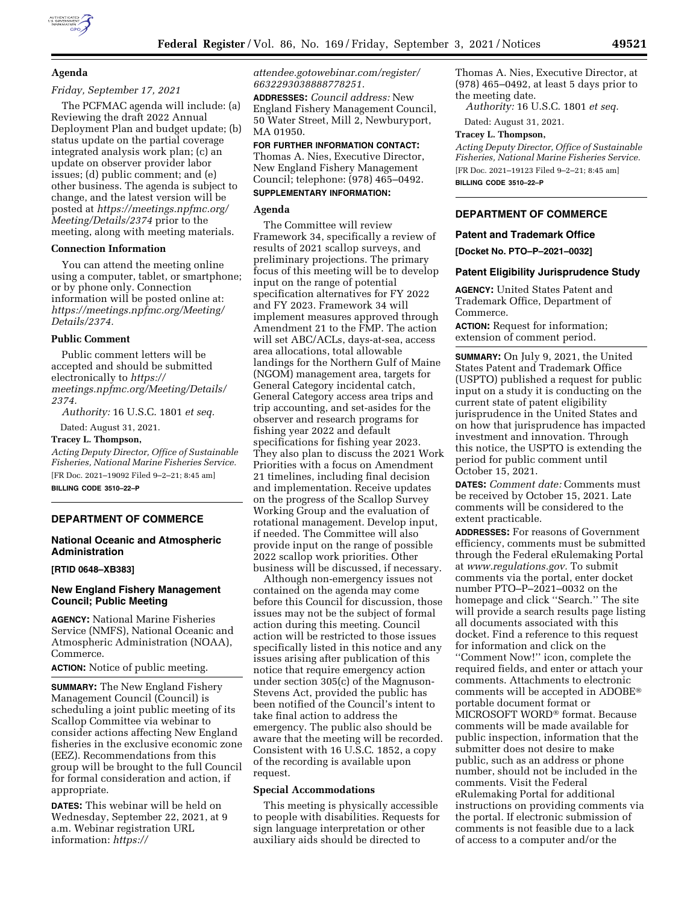## Agenda

*Friday, September 17, 2021*

The PCFMAC agenda will include: (a) Reviewing the draft 2022 Annual Deployment Plan and budget update; (b) status update on the partial coverage integrated analysis work plan; (c) an update on observer provider labor issues; (d) public comment; and (e) other business. The agenda is subject to change, and the latest version will be posted at *https://meetings.npfmc.org/Meeting/Details/2374* prior to the meeting, along with meeting materials.

## Connection Information

You can attend the meeting online using a computer, tablet, or smartphone; or by phone only. Connection information will be posted online at: *https://meetings.npfmc.org/Meeting/Details/2374.*

## Public Comment

Public comment letters will be accepted and should be submitted electronically to *https://meetings.npfmc.org/Meeting/Details/2374.*

*Authority:* 16 U.S.C. 1801 *et seq.*

Dated: August 31, 2021.

**Tracey L. Thompson,**

*Acting Deputy Director, Office of Sustainable Fisheries, National Marine Fisheries Service.*

[FR Doc. 2021–19092 Filed 9–2–21; 8:45 am]

**BILLING CODE 3510–22–P**

---

## DEPARTMENT OF COMMERCE

### National Oceanic and Atmospheric Administration

**[RTID 0648–XB383]**

### New England Fishery Management Council; Public Meeting

**AGENCY:** National Marine Fisheries Service (NMFS), National Oceanic and Atmospheric Administration (NOAA), Commerce.

**ACTION:** Notice of public meeting.

**SUMMARY:** The New England Fishery Management Council (Council) is scheduling a joint public meeting of its Scallop Committee via webinar to consider actions affecting New England fisheries in the exclusive economic zone (EEZ). Recommendations from this group will be brought to the full Council for formal consideration and action, if appropriate.

**DATES:** This webinar will be held on Wednesday, September 22, 2021, at 9 a.m. Webinar registration URL information: *https://attendee.gotowebinar.com/register/6632293038888778251.*

**ADDRESSES:** *Council address:* New England Fishery Management Council, 50 Water Street, Mill 2, Newburyport, MA 01950.

**FOR FURTHER INFORMATION CONTACT:** Thomas A. Nies, Executive Director, New England Fishery Management Council; telephone: (978) 465–0492.

**SUPPLEMENTARY INFORMATION:**

## Agenda

The Committee will review Framework 34, specifically a review of results of 2021 scallop surveys, and preliminary projections. The primary focus of this meeting will be to develop input on the range of potential specification alternatives for FY 2022 and FY 2023. Framework 34 will implement measures approved through Amendment 21 to the FMP. The action will set ABC/ACLs, days-at-sea, access area allocations, total allowable landings for the Northern Gulf of Maine (NGOM) management area, targets for General Category incidental catch, General Category access area trips and trip accounting, and set-asides for the observer and research programs for fishing year 2022 and default specifications for fishing year 2023. They also plan to discuss the 2021 Work Priorities with a focus on Amendment 21 timelines, including final decision and implementation. Receive updates on the progress of the Scallop Survey Working Group and the evaluation of rotational management. Develop input, if needed. The Committee will also provide input on the range of possible 2022 scallop work priorities. Other business will be discussed, if necessary.

Although non-emergency issues not contained on the agenda may come before this Council for discussion, those issues may not be the subject of formal action during this meeting. Council action will be restricted to those issues specifically listed in this notice and any issues arising after publication of this notice that require emergency action under section 305(c) of the Magnuson-Stevens Act, provided the public has been notified of the Council's intent to take final action to address the emergency. The public also should be aware that the meeting will be recorded. Consistent with 16 U.S.C. 1852, a copy of the recording is available upon request.

## Special Accommodations

This meeting is physically accessible to people with disabilities. Requests for sign language interpretation or other auxiliary aids should be directed to Thomas A. Nies, Executive Director, at (978) 465–0492, at least 5 days prior to the meeting date.

*Authority:* 16 U.S.C. 1801 *et seq.*

Dated: August 31, 2021.

**Tracey L. Thompson,**

*Acting Deputy Director, Office of Sustainable Fisheries, National Marine Fisheries Service.*

[FR Doc. 2021–19123 Filed 9–2–21; 8:45 am]

**BILLING CODE 3510–22–P**

---

## DEPARTMENT OF COMMERCE

### Patent and Trademark Office

**[Docket No. PTO–P–2021–0032]**

### Patent Eligibility Jurisprudence Study

**AGENCY:** United States Patent and Trademark Office, Department of Commerce.

**ACTION:** Request for information; extension of comment period.

**SUMMARY:** On July 9, 2021, the United States Patent and Trademark Office (USPTO) published a request for public input on a study it is conducting on the current state of patent eligibility jurisprudence in the United States and on how that jurisprudence has impacted investment and innovation. Through this notice, the USPTO is extending the period for public comment until October 15, 2021.

**DATES:** *Comment date:* Comments must be received by October 15, 2021. Late comments will be considered to the extent practicable.

**ADDRESSES:** For reasons of Government efficiency, comments must be submitted through the Federal eRulemaking Portal at *www.regulations.gov.* To submit comments via the portal, enter docket number PTO–P–2021–0032 on the homepage and click ''Search.'' The site will provide a search results page listing all documents associated with this docket. Find a reference to this request for information and click on the ''Comment Now!'' icon, complete the required fields, and enter or attach your comments. Attachments to electronic comments will be accepted in ADOBE® portable document format or MICROSOFT WORD® format. Because comments will be made available for public inspection, information that the submitter does not desire to make public, such as an address or phone number, should not be included in the comments. Visit the Federal eRulemaking Portal for additional instructions on providing comments via the portal. If electronic submission of comments is not feasible due to a lack of access to a computer and/or the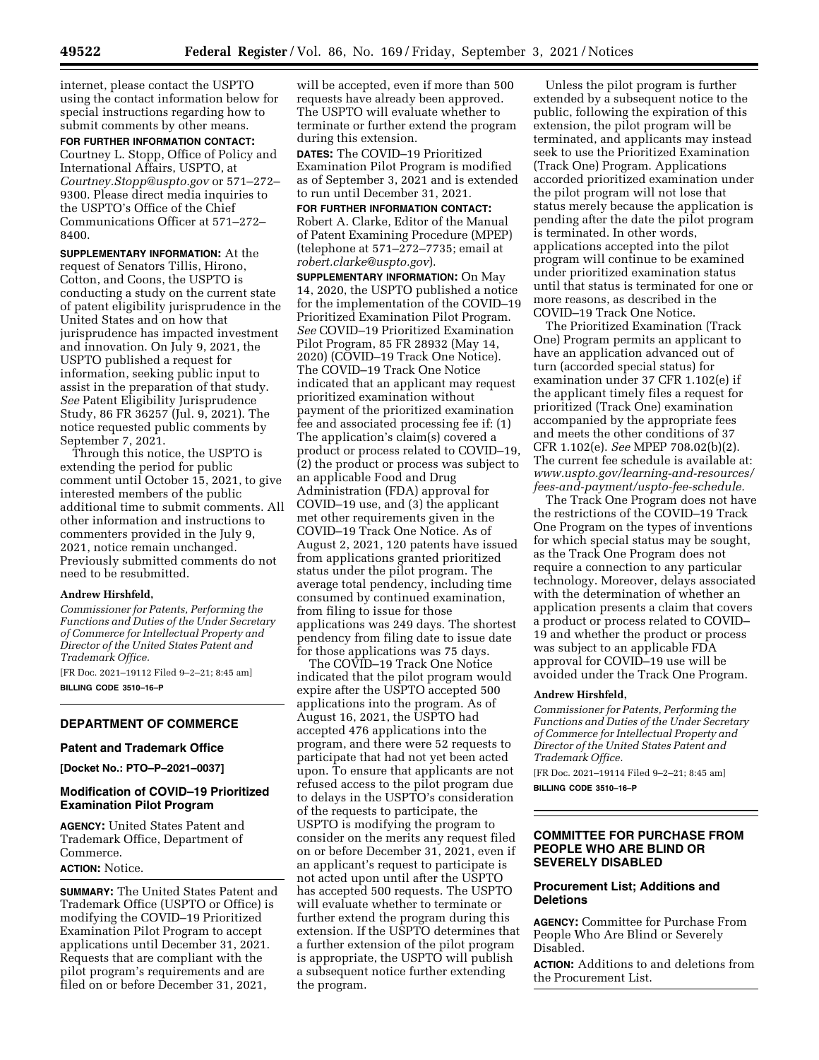internet, please contact the USPTO using the contact information below for special instructions regarding how to submit comments by other means.

**FOR FURTHER INFORMATION CONTACT:** Courtney L. Stopp, Office of Policy and International Affairs, USPTO, at *Courtney.Stopp@uspto.gov* or 571–272–9300. Please direct media inquiries to the USPTO's Office of the Chief Communications Officer at 571–272–8400.

**SUPPLEMENTARY INFORMATION:** At the request of Senators Tillis, Hirono, Cotton, and Coons, the USPTO is conducting a study on the current state of patent eligibility jurisprudence in the United States and on how that jurisprudence has impacted investment and innovation. On July 9, 2021, the USPTO published a request for information, seeking public input to assist in the preparation of that study. *See* Patent Eligibility Jurisprudence Study, 86 FR 36257 (Jul. 9, 2021). The notice requested public comments by September 7, 2021.

Through this notice, the USPTO is extending the period for public comment until October 15, 2021, to give interested members of the public additional time to submit comments. All other information and instructions to commenters provided in the July 9, 2021, notice remain unchanged. Previously submitted comments do not need to be resubmitted.

**Andrew Hirshfeld,**

*Commissioner for Patents, Performing the Functions and Duties of the Under Secretary of Commerce for Intellectual Property and Director of the United States Patent and Trademark Office.*

[FR Doc. 2021–19112 Filed 9–2–21; 8:45 am]

**BILLING CODE 3510–16–P**

## DEPARTMENT OF COMMERCE

### Patent and Trademark Office

**[Docket No.: PTO–P–2021–0037]**

### Modification of COVID–19 Prioritized Examination Pilot Program

**AGENCY:** United States Patent and Trademark Office, Department of Commerce.

**ACTION:** Notice.

**SUMMARY:** The United States Patent and Trademark Office (USPTO or Office) is modifying the COVID–19 Prioritized Examination Pilot Program to accept applications until December 31, 2021. Requests that are compliant with the pilot program's requirements and are filed on or before December 31, 2021, will be accepted, even if more than 500 requests have already been approved. The USPTO will evaluate whether to terminate or further extend the program during this extension.

**DATES:** The COVID–19 Prioritized Examination Pilot Program is modified as of September 3, 2021 and is extended to run until December 31, 2021.

**FOR FURTHER INFORMATION CONTACT:** Robert A. Clarke, Editor of the Manual of Patent Examining Procedure (MPEP) (telephone at 571–272–7735; email at *robert.clarke@uspto.gov*).

**SUPPLEMENTARY INFORMATION:** On May 14, 2020, the USPTO published a notice for the implementation of the COVID–19 Prioritized Examination Pilot Program. *See* COVID–19 Prioritized Examination Pilot Program, 85 FR 28932 (May 14, 2020) (COVID–19 Track One Notice). The COVID–19 Track One Notice indicated that an applicant may request prioritized examination without payment of the prioritized examination fee and associated processing fee if: (1) The application's claim(s) covered a product or process related to COVID–19, (2) the product or process was subject to an applicable Food and Drug Administration (FDA) approval for COVID–19 use, and (3) the applicant met other requirements given in the COVID–19 Track One Notice. As of August 2, 2021, 120 patents have issued from applications granted prioritized status under the pilot program. The average total pendency, including time consumed by continued examination, from filing to issue for those applications was 249 days. The shortest pendency from filing date to issue date for those applications was 75 days.

The COVID–19 Track One Notice indicated that the pilot program would expire after the USPTO accepted 500 applications into the program. As of August 16, 2021, the USPTO had accepted 476 applications into the program, and there were 52 requests to participate that had not yet been acted upon. To ensure that applicants are not refused access to the pilot program due to delays in the USPTO's consideration of the requests to participate, the USPTO is modifying the program to consider on the merits any request filed on or before December 31, 2021, even if an applicant's request to participate is not acted upon until after the USPTO has accepted 500 requests. The USPTO will evaluate whether to terminate or further extend the program during this extension. If the USPTO determines that a further extension of the pilot program is appropriate, the USPTO will publish a subsequent notice further extending the program.

Unless the pilot program is further extended by a subsequent notice to the public, following the expiration of this extension, the pilot program will be terminated, and applicants may instead seek to use the Prioritized Examination (Track One) Program. Applications accorded prioritized examination under the pilot program will not lose that status merely because the application is pending after the date the pilot program is terminated. In other words, applications accepted into the pilot program will continue to be examined under prioritized examination status until that status is terminated for one or more reasons, as described in the COVID–19 Track One Notice.

The Prioritized Examination (Track One) Program permits an applicant to have an application advanced out of turn (accorded special status) for examination under 37 CFR 1.102(e) if the applicant timely files a request for prioritized (Track One) examination accompanied by the appropriate fees and meets the other conditions of 37 CFR 1.102(e). *See* MPEP 708.02(b)(2). The current fee schedule is available at: *www.uspto.gov/learning-and-resources/fees-and-payment/uspto-fee-schedule.*

The Track One Program does not have the restrictions of the COVID–19 Track One Program on the types of inventions for which special status may be sought, as the Track One Program does not require a connection to any particular technology. Moreover, delays associated with the determination of whether an application presents a claim that covers a product or process related to COVID–19 and whether the product or process was subject to an applicable FDA approval for COVID–19 use will be avoided under the Track One Program.

**Andrew Hirshfeld,**

*Commissioner for Patents, Performing the Functions and Duties of the Under Secretary of Commerce for Intellectual Property and Director of the United States Patent and Trademark Office.*

[FR Doc. 2021–19114 Filed 9–2–21; 8:45 am]

**BILLING CODE 3510–16–P**

## COMMITTEE FOR PURCHASE FROM PEOPLE WHO ARE BLIND OR SEVERELY DISABLED

### Procurement List; Additions and Deletions

**AGENCY:** Committee for Purchase From People Who Are Blind or Severely Disabled.

**ACTION:** Additions to and deletions from the Procurement List.